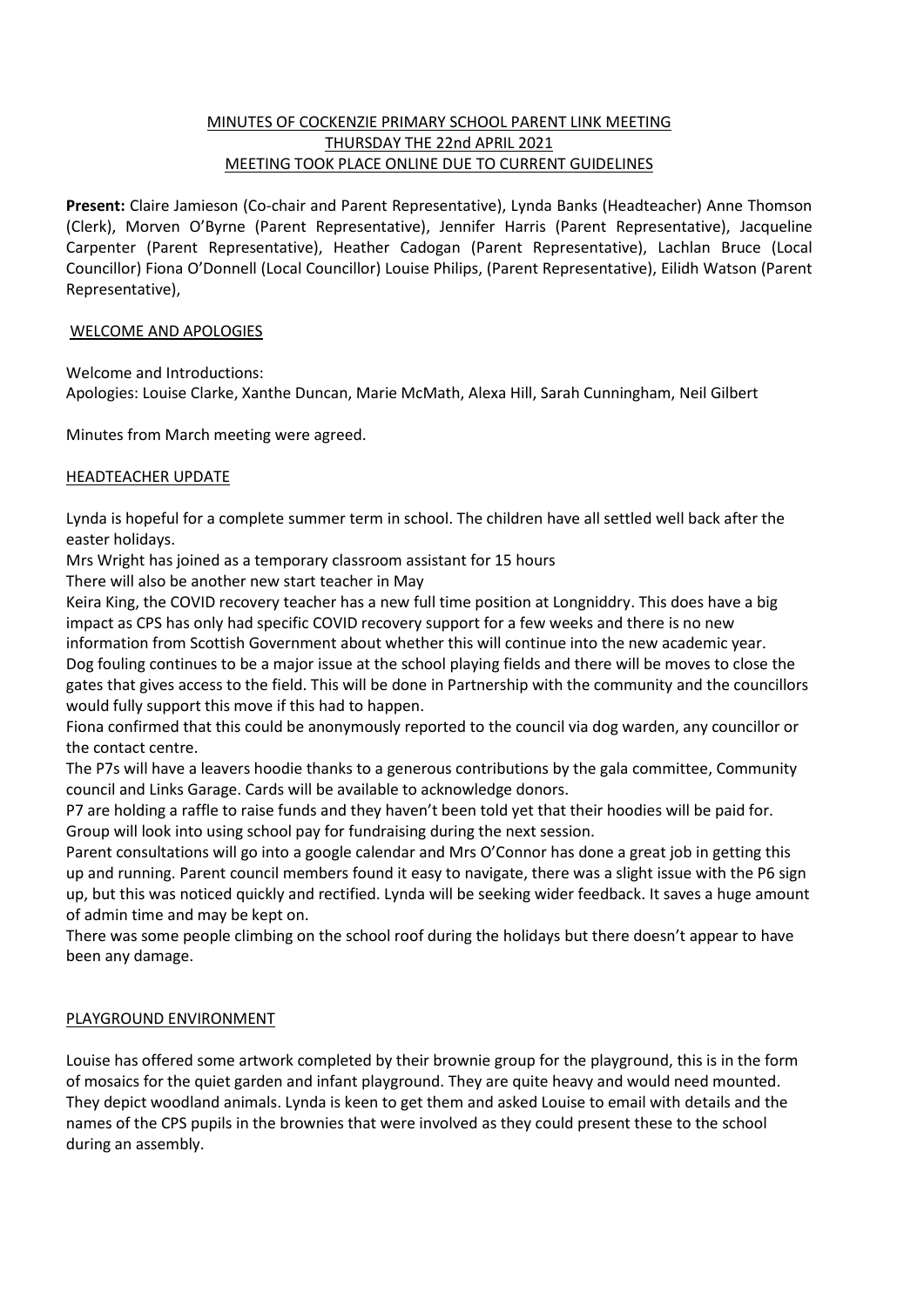## MINUTES OF COCKENZIE PRIMARY SCHOOL PARENT LINK MEETING
## THURSDAY THE 22nd APRIL 2021
## MEETING TOOK PLACE ONLINE DUE TO CURRENT GUIDELINES

**Present:** Claire Jamieson (Co-chair and Parent Representative), Lynda Banks (Headteacher) Anne Thomson (Clerk), Morven O'Byrne (Parent Representative), Jennifer Harris (Parent Representative), Jacqueline Carpenter (Parent Representative), Heather Cadogan (Parent Representative), Lachlan Bruce (Local Councillor) Fiona O'Donnell (Local Councillor) Louise Philips, (Parent Representative), Eilidh Watson (Parent Representative),

### WELCOME AND APOLOGIES

Welcome and Introductions:
Apologies: Louise Clarke, Xanthe Duncan, Marie McMath, Alexa Hill, Sarah Cunningham, Neil Gilbert

Minutes from March meeting were agreed.

### HEADTEACHER UPDATE

Lynda is hopeful for a complete summer term in school. The children have all settled well back after the easter holidays.

Mrs Wright has joined as a temporary classroom assistant for 15 hours

There will also be another new start teacher in May

Keira King, the COVID recovery teacher has a new full time position at Longniddry. This does have a big impact as CPS has only had specific COVID recovery support for a few weeks and there is no new information from Scottish Government about whether this will continue into the new academic year.

Dog fouling continues to be a major issue at the school playing fields and there will be moves to close the gates that gives access to the field. This will be done in Partnership with the community and the councillors would fully support this move if this had to happen.

Fiona confirmed that this could be anonymously reported to the council via dog warden, any councillor or the contact centre.

The P7s will have a leavers hoodie thanks to a generous contributions by the gala committee, Community council and Links Garage. Cards will be available to acknowledge donors.

P7 are holding a raffle to raise funds and they haven't been told yet that their hoodies will be paid for. Group will look into using school pay for fundraising during the next session.

Parent consultations will go into a google calendar and Mrs O'Connor has done a great job in getting this up and running. Parent council members found it easy to navigate, there was a slight issue with the P6 sign up, but this was noticed quickly and rectified. Lynda will be seeking wider feedback. It saves a huge amount of admin time and may be kept on.

There was some people climbing on the school roof during the holidays but there doesn't appear to have been any damage.

### PLAYGROUND ENVIRONMENT

Louise has offered some artwork completed by their brownie group for the playground, this is in the form of mosaics for the quiet garden and infant playground. They are quite heavy and would need mounted. They depict woodland animals. Lynda is keen to get them and asked Louise to email with details and the names of the CPS pupils in the brownies that were involved as they could present these to the school during an assembly.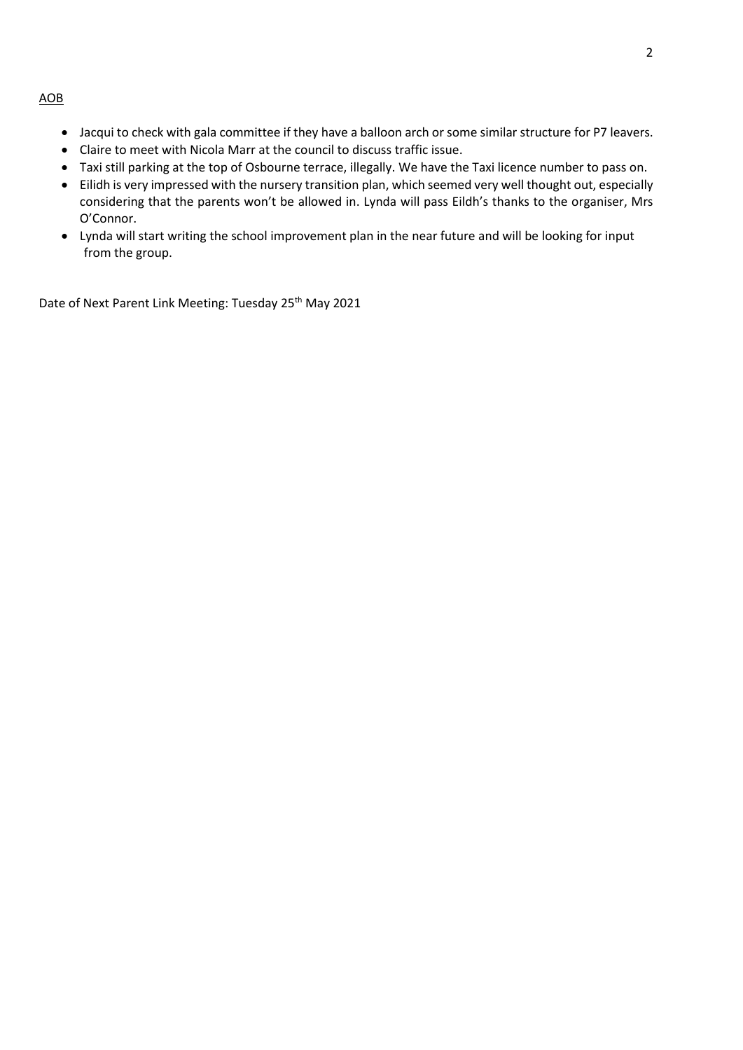AOB

- Jacqui to check with gala committee if they have a balloon arch or some similar structure for P7 leavers.
- Claire to meet with Nicola Marr at the council to discuss traffic issue.
- Taxi still parking at the top of Osbourne terrace, illegally. We have the Taxi licence number to pass on.
- Eilidh is very impressed with the nursery transition plan, which seemed very well thought out, especially considering that the parents won't be allowed in. Lynda will pass Eildh's thanks to the organiser, Mrs O'Connor.
- Lynda will start writing the school improvement plan in the near future and will be looking for input from the group.

Date of Next Parent Link Meeting: Tuesday 25th May 2021